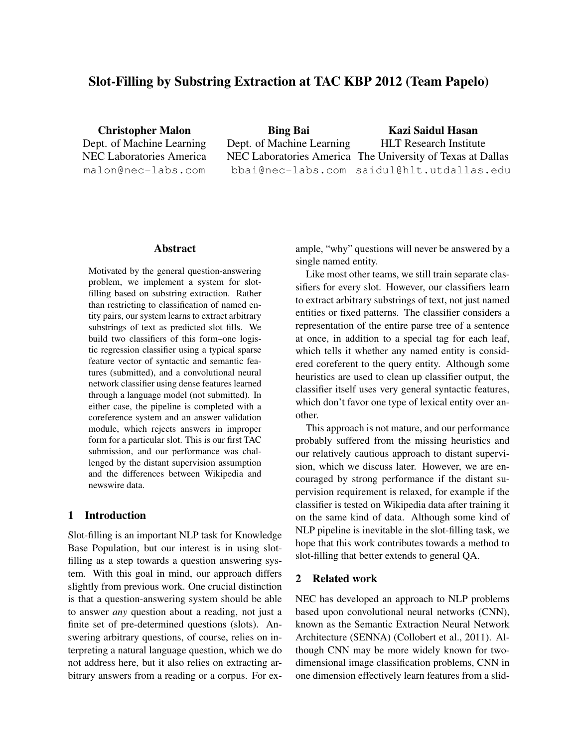# Slot-Filling by Substring Extraction at TAC KBP 2012 (Team Papelo)

**Christopher Malon**
Dept. of Machine Learning
NEC Laboratories America
malon@nec-labs.com

**Bing Bai**
Dept. of Machine Learning
NEC Laboratories America
bbai@nec-labs.com

**Kazi Saidul Hasan**
HLT Research Institute
The University of Texas at Dallas
saidul@hlt.utdallas.edu

## Abstract

Motivated by the general question-answering problem, we implement a system for slot-filling based on substring extraction. Rather than restricting to classification of named entity pairs, our system learns to extract arbitrary substrings of text as predicted slot fills. We build two classifiers of this form–one logistic regression classifier using a typical sparse feature vector of syntactic and semantic features (submitted), and a convolutional neural network classifier using dense features learned through a language model (not submitted). In either case, the pipeline is completed with a coreference system and an answer validation module, which rejects answers in improper form for a particular slot. This is our first TAC submission, and our performance was challenged by the distant supervision assumption and the differences between Wikipedia and newswire data.

## 1 Introduction

Slot-filling is an important NLP task for Knowledge Base Population, but our interest is in using slot-filling as a step towards a question answering system. With this goal in mind, our approach differs slightly from previous work. One crucial distinction is that a question-answering system should be able to answer *any* question about a reading, not just a finite set of pre-determined questions (slots). Answering arbitrary questions, of course, relies on interpreting a natural language question, which we do not address here, but it also relies on extracting arbitrary answers from a reading or a corpus. For example, "why" questions will never be answered by a single named entity.

Like most other teams, we still train separate classifiers for every slot. However, our classifiers learn to extract arbitrary substrings of text, not just named entities or fixed patterns. The classifier considers a representation of the entire parse tree of a sentence at once, in addition to a special tag for each leaf, which tells it whether any named entity is considered coreferent to the query entity. Although some heuristics are used to clean up classifier output, the classifier itself uses very general syntactic features, which don't favor one type of lexical entity over another.

This approach is not mature, and our performance probably suffered from the missing heuristics and our relatively cautious approach to distant supervision, which we discuss later. However, we are encouraged by strong performance if the distant supervision requirement is relaxed, for example if the classifier is tested on Wikipedia data after training it on the same kind of data. Although some kind of NLP pipeline is inevitable in the slot-filling task, we hope that this work contributes towards a method to slot-filling that better extends to general QA.

## 2 Related work

NEC has developed an approach to NLP problems based upon convolutional neural networks (CNN), known as the Semantic Extraction Neural Network Architecture (SENNA) (Collobert et al., 2011). Although CNN may be more widely known for two-dimensional image classification problems, CNN in one dimension effectively learn features from a slid-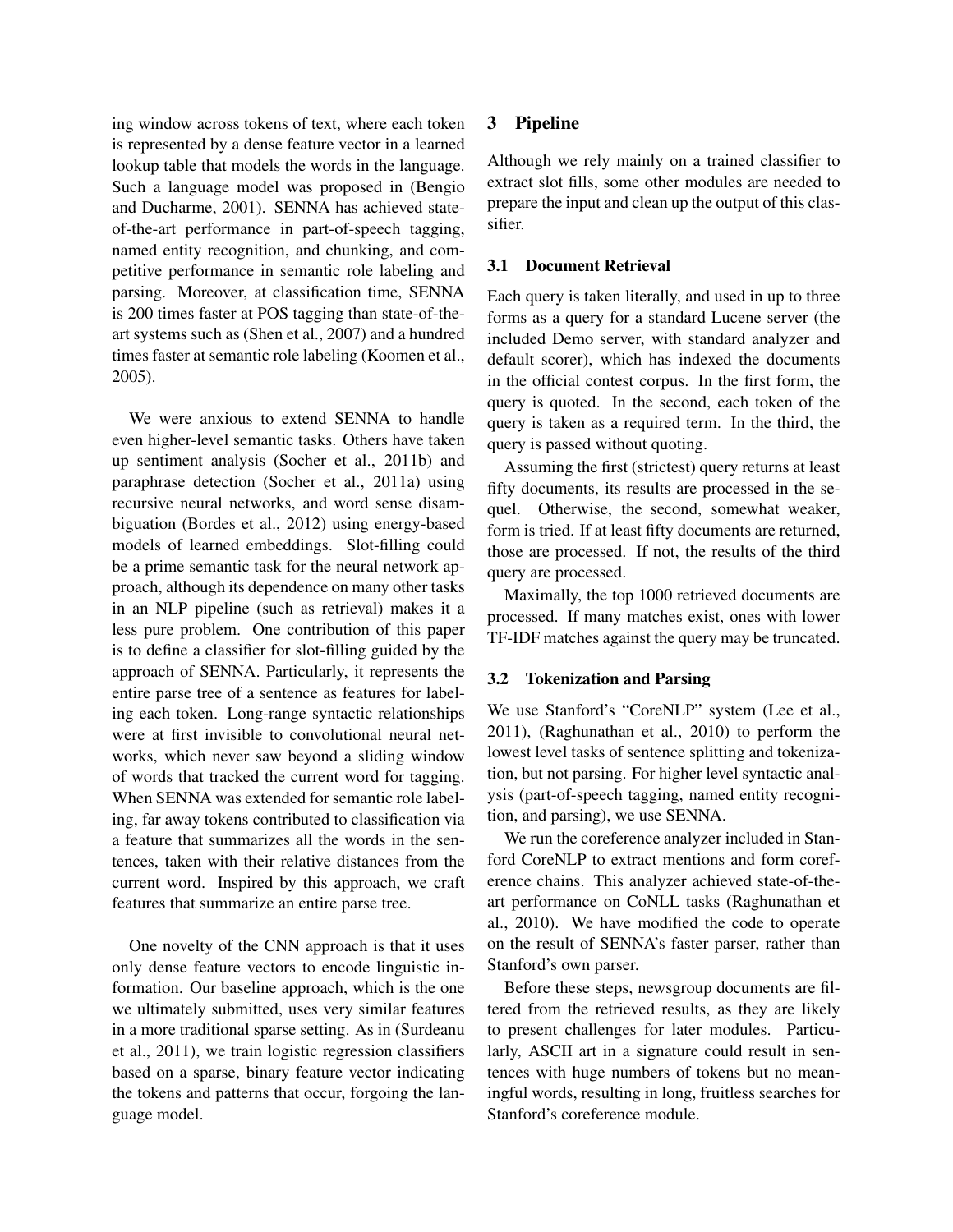ing window across tokens of text, where each token is represented by a dense feature vector in a learned lookup table that models the words in the language. Such a language model was proposed in (Bengio and Ducharme, 2001). SENNA has achieved state-of-the-art performance in part-of-speech tagging, named entity recognition, and chunking, and competitive performance in semantic role labeling and parsing. Moreover, at classification time, SENNA is 200 times faster at POS tagging than state-of-the-art systems such as (Shen et al., 2007) and a hundred times faster at semantic role labeling (Koomen et al., 2005).

We were anxious to extend SENNA to handle even higher-level semantic tasks. Others have taken up sentiment analysis (Socher et al., 2011b) and paraphrase detection (Socher et al., 2011a) using recursive neural networks, and word sense disambiguation (Bordes et al., 2012) using energy-based models of learned embeddings. Slot-filling could be a prime semantic task for the neural network approach, although its dependence on many other tasks in an NLP pipeline (such as retrieval) makes it a less pure problem. One contribution of this paper is to define a classifier for slot-filling guided by the approach of SENNA. Particularly, it represents the entire parse tree of a sentence as features for labeling each token. Long-range syntactic relationships were at first invisible to convolutional neural networks, which never saw beyond a sliding window of words that tracked the current word for tagging. When SENNA was extended for semantic role labeling, far away tokens contributed to classification via a feature that summarizes all the words in the sentences, taken with their relative distances from the current word. Inspired by this approach, we craft features that summarize an entire parse tree.

One novelty of the CNN approach is that it uses only dense feature vectors to encode linguistic information. Our baseline approach, which is the one we ultimately submitted, uses very similar features in a more traditional sparse setting. As in (Surdeanu et al., 2011), we train logistic regression classifiers based on a sparse, binary feature vector indicating the tokens and patterns that occur, forgoing the language model.

## 3 Pipeline

Although we rely mainly on a trained classifier to extract slot fills, some other modules are needed to prepare the input and clean up the output of this classifier.

### 3.1 Document Retrieval

Each query is taken literally, and used in up to three forms as a query for a standard Lucene server (the included Demo server, with standard analyzer and default scorer), which has indexed the documents in the official contest corpus. In the first form, the query is quoted. In the second, each token of the query is taken as a required term. In the third, the query is passed without quoting.

Assuming the first (strictest) query returns at least fifty documents, its results are processed in the sequel. Otherwise, the second, somewhat weaker, form is tried. If at least fifty documents are returned, those are processed. If not, the results of the third query are processed.

Maximally, the top 1000 retrieved documents are processed. If many matches exist, ones with lower TF-IDF matches against the query may be truncated.

### 3.2 Tokenization and Parsing

We use Stanford's "CoreNLP" system (Lee et al., 2011), (Raghunathan et al., 2010) to perform the lowest level tasks of sentence splitting and tokenization, but not parsing. For higher level syntactic analysis (part-of-speech tagging, named entity recognition, and parsing), we use SENNA.

We run the coreference analyzer included in Stanford CoreNLP to extract mentions and form coreference chains. This analyzer achieved state-of-the-art performance on CoNLL tasks (Raghunathan et al., 2010). We have modified the code to operate on the result of SENNA's faster parser, rather than Stanford's own parser.

Before these steps, newsgroup documents are filtered from the retrieved results, as they are likely to present challenges for later modules. Particularly, ASCII art in a signature could result in sentences with huge numbers of tokens but no meaningful words, resulting in long, fruitless searches for Stanford's coreference module.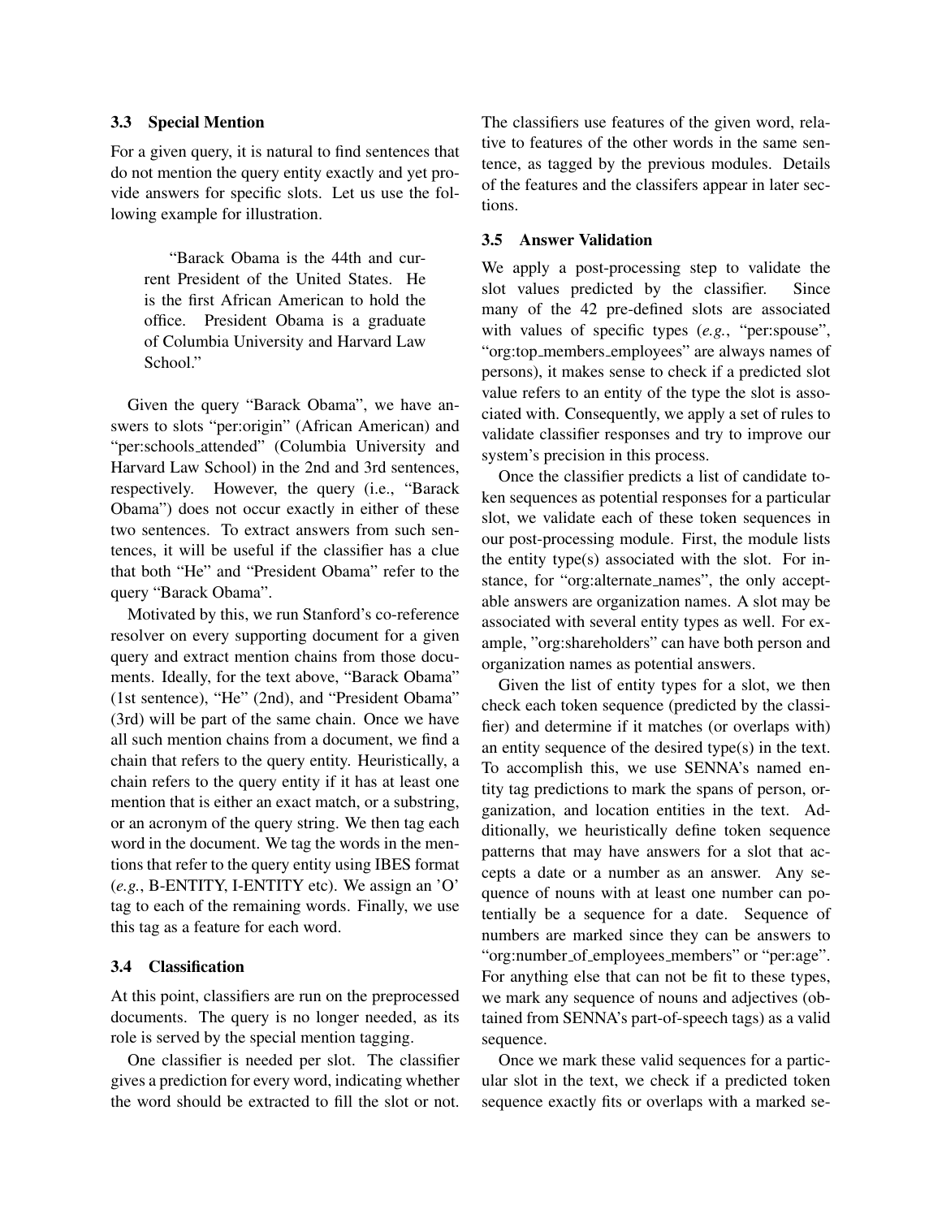### 3.3 Special Mention

For a given query, it is natural to find sentences that do not mention the query entity exactly and yet provide answers for specific slots. Let us use the following example for illustration.

> "Barack Obama is the 44th and current President of the United States. He is the first African American to hold the office. President Obama is a graduate of Columbia University and Harvard Law School."

Given the query "Barack Obama", we have answers to slots "per:origin" (African American) and "per:schools_attended" (Columbia University and Harvard Law School) in the 2nd and 3rd sentences, respectively. However, the query (i.e., "Barack Obama") does not occur exactly in either of these two sentences. To extract answers from such sentences, it will be useful if the classifier has a clue that both "He" and "President Obama" refer to the query "Barack Obama".

Motivated by this, we run Stanford's co-reference resolver on every supporting document for a given query and extract mention chains from those documents. Ideally, for the text above, "Barack Obama" (1st sentence), "He" (2nd), and "President Obama" (3rd) will be part of the same chain. Once we have all such mention chains from a document, we find a chain that refers to the query entity. Heuristically, a chain refers to the query entity if it has at least one mention that is either an exact match, or a substring, or an acronym of the query string. We then tag each word in the document. We tag the words in the mentions that refer to the query entity using IBES format (*e.g.*, B-ENTITY, I-ENTITY etc). We assign an 'O' tag to each of the remaining words. Finally, we use this tag as a feature for each word.

### 3.4 Classification

At this point, classifiers are run on the preprocessed documents. The query is no longer needed, as its role is served by the special mention tagging.

One classifier is needed per slot. The classifier gives a prediction for every word, indicating whether the word should be extracted to fill the slot or not. The classifiers use features of the given word, relative to features of the other words in the same sentence, as tagged by the previous modules. Details of the features and the classifers appear in later sections.

### 3.5 Answer Validation

We apply a post-processing step to validate the slot values predicted by the classifier. Since many of the 42 pre-defined slots are associated with values of specific types (*e.g.*, "per:spouse", "org:top_members_employees" are always names of persons), it makes sense to check if a predicted slot value refers to an entity of the type the slot is associated with. Consequently, we apply a set of rules to validate classifier responses and try to improve our system's precision in this process.

Once the classifier predicts a list of candidate token sequences as potential responses for a particular slot, we validate each of these token sequences in our post-processing module. First, the module lists the entity type(s) associated with the slot. For instance, for "org:alternate_names", the only acceptable answers are organization names. A slot may be associated with several entity types as well. For example, "org:shareholders" can have both person and organization names as potential answers.

Given the list of entity types for a slot, we then check each token sequence (predicted by the classifier) and determine if it matches (or overlaps with) an entity sequence of the desired type(s) in the text. To accomplish this, we use SENNA's named entity tag predictions to mark the spans of person, organization, and location entities in the text. Additionally, we heuristically define token sequence patterns that may have answers for a slot that accepts a date or a number as an answer. Any sequence of nouns with at least one number can potentially be a sequence for a date. Sequence of numbers are marked since they can be answers to "org:number_of_employees_members" or "per:age". For anything else that can not be fit to these types, we mark any sequence of nouns and adjectives (obtained from SENNA's part-of-speech tags) as a valid sequence.

Once we mark these valid sequences for a particular slot in the text, we check if a predicted token sequence exactly fits or overlaps with a marked se-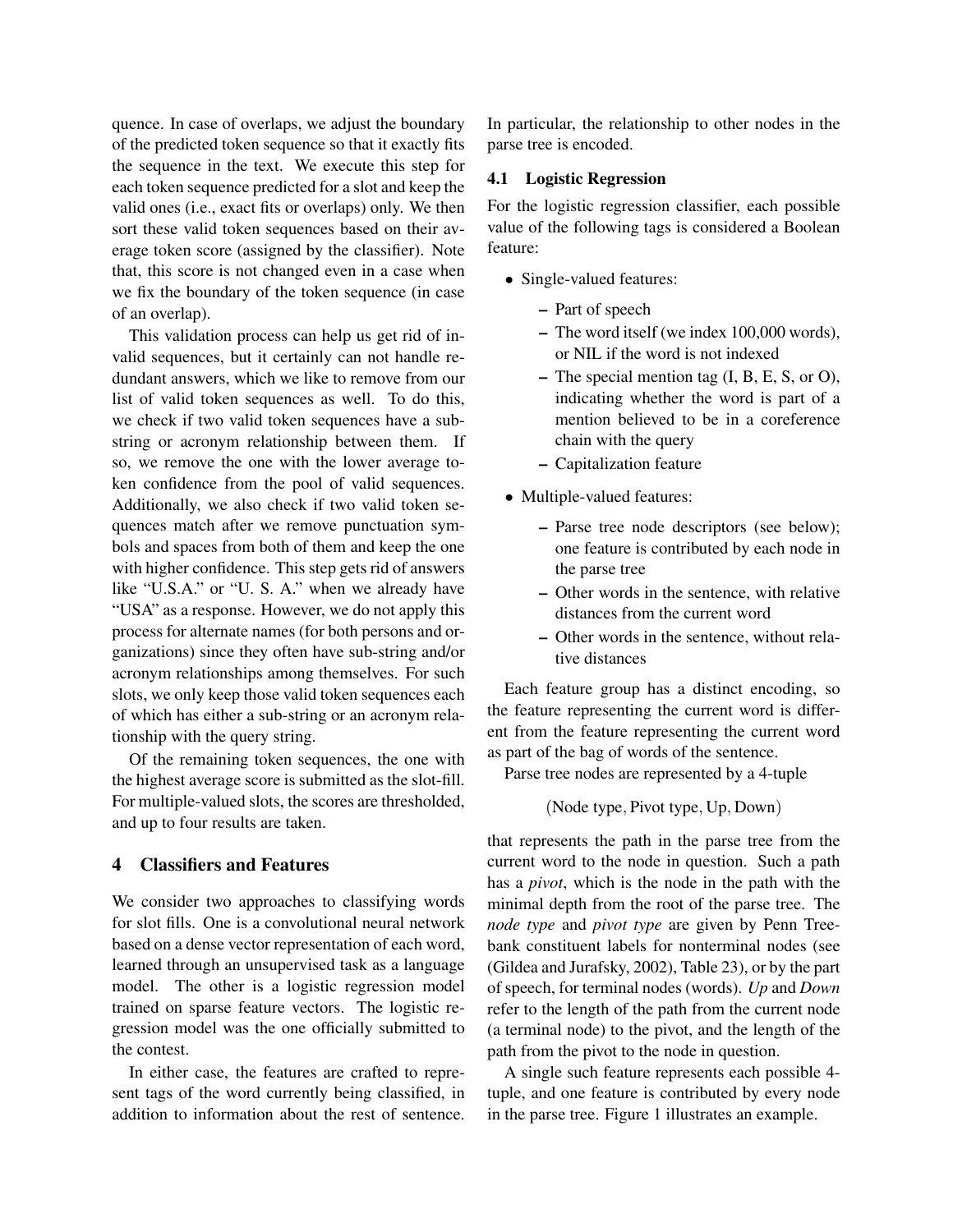quence. In case of overlaps, we adjust the boundary of the predicted token sequence so that it exactly fits the sequence in the text. We execute this step for each token sequence predicted for a slot and keep the valid ones (i.e., exact fits or overlaps) only. We then sort these valid token sequences based on their average token score (assigned by the classifier). Note that, this score is not changed even in a case when we fix the boundary of the token sequence (in case of an overlap).

This validation process can help us get rid of invalid sequences, but it certainly can not handle redundant answers, which we like to remove from our list of valid token sequences as well. To do this, we check if two valid token sequences have a substring or acronym relationship between them. If so, we remove the one with the lower average token confidence from the pool of valid sequences. Additionally, we also check if two valid token sequences match after we remove punctuation symbols and spaces from both of them and keep the one with higher confidence. This step gets rid of answers like "U.S.A." or "U. S. A." when we already have "USA" as a response. However, we do not apply this process for alternate names (for both persons and organizations) since they often have sub-string and/or acronym relationships among themselves. For such slots, we only keep those valid token sequences each of which has either a sub-string or an acronym relationship with the query string.

Of the remaining token sequences, the one with the highest average score is submitted as the slot-fill. For multiple-valued slots, the scores are thresholded, and up to four results are taken.

## 4 Classifiers and Features

We consider two approaches to classifying words for slot fills. One is a convolutional neural network based on a dense vector representation of each word, learned through an unsupervised task as a language model. The other is a logistic regression model trained on sparse feature vectors. The logistic regression model was the one officially submitted to the contest.

In either case, the features are crafted to represent tags of the word currently being classified, in addition to information about the rest of sentence. In particular, the relationship to other nodes in the parse tree is encoded.

### 4.1 Logistic Regression

For the logistic regression classifier, each possible value of the following tags is considered a Boolean feature:

- Single-valued features:
  - Part of speech
  - The word itself (we index 100,000 words), or NIL if the word is not indexed
  - The special mention tag (I, B, E, S, or O), indicating whether the word is part of a mention believed to be in a coreference chain with the query
  - Capitalization feature
- Multiple-valued features:
  - Parse tree node descriptors (see below); one feature is contributed by each node in the parse tree
  - Other words in the sentence, with relative distances from the current word
  - Other words in the sentence, without relative distances

Each feature group has a distinct encoding, so the feature representing the current word is different from the feature representing the current word as part of the bag of words of the sentence.

Parse tree nodes are represented by a 4-tuple

$$(\text{Node type}, \text{Pivot type}, \text{Up}, \text{Down})$$

that represents the path in the parse tree from the current word to the node in question. Such a path has a *pivot*, which is the node in the path with the minimal depth from the root of the parse tree. The *node type* and *pivot type* are given by Penn Treebank constituent labels for nonterminal nodes (see (Gildea and Jurafsky, 2002), Table 23), or by the part of speech, for terminal nodes (words). *Up* and *Down* refer to the length of the path from the current node (a terminal node) to the pivot, and the length of the path from the pivot to the node in question.

A single such feature represents each possible 4-tuple, and one feature is contributed by every node in the parse tree. Figure 1 illustrates an example.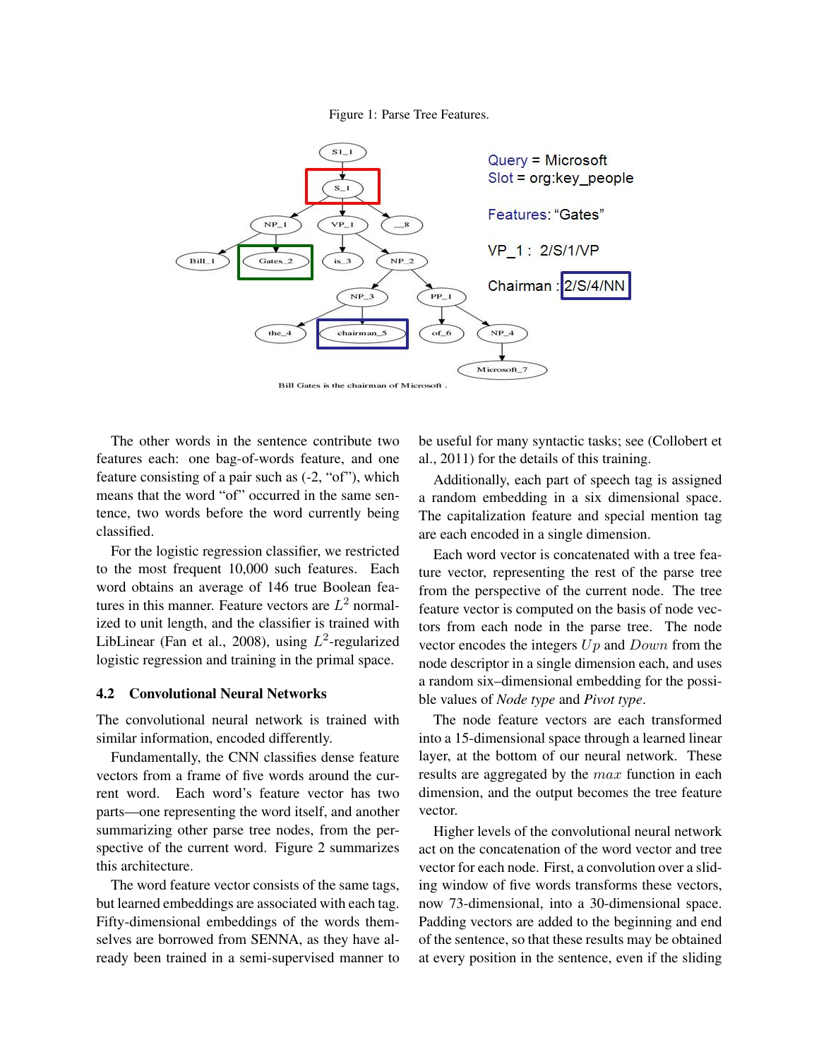Figure 1: Parse Tree Features.

The other words in the sentence contribute two features each: one bag-of-words feature, and one feature consisting of a pair such as (-2, "of"), which means that the word "of" occurred in the same sentence, two words before the word currently being classified.

For the logistic regression classifier, we restricted to the most frequent 10,000 such features. Each word obtains an average of 146 true Boolean features in this manner. Feature vectors are $L^2$ normalized to unit length, and the classifier is trained with LibLinear (Fan et al., 2008), using $L^2$-regularized logistic regression and training in the primal space.

### 4.2 Convolutional Neural Networks

The convolutional neural network is trained with similar information, encoded differently.

Fundamentally, the CNN classifies dense feature vectors from a frame of five words around the current word. Each word's feature vector has two parts—one representing the word itself, and another summarizing other parse tree nodes, from the perspective of the current word. Figure 2 summarizes this architecture.

The word feature vector consists of the same tags, but learned embeddings are associated with each tag. Fifty-dimensional embeddings of the words themselves are borrowed from SENNA, as they have already been trained in a semi-supervised manner to be useful for many syntactic tasks; see (Collobert et al., 2011) for the details of this training.

Additionally, each part of speech tag is assigned a random embedding in a six dimensional space. The capitalization feature and special mention tag are each encoded in a single dimension.

Each word vector is concatenated with a tree feature vector, representing the rest of the parse tree from the perspective of the current node. The tree feature vector is computed on the basis of node vectors from each node in the parse tree. The node vector encodes the integers $Up$ and $Down$ from the node descriptor in a single dimension each, and uses a random six–dimensional embedding for the possible values of *Node type* and *Pivot type*.

The node feature vectors are each transformed into a 15-dimensional space through a learned linear layer, at the bottom of our neural network. These results are aggregated by the $max$ function in each dimension, and the output becomes the tree feature vector.

Higher levels of the convolutional neural network act on the concatenation of the word vector and tree vector for each node. First, a convolution over a sliding window of five words transforms these vectors, now 73-dimensional, into a 30-dimensional space. Padding vectors are added to the beginning and end of the sentence, so that these results may be obtained at every position in the sentence, even if the sliding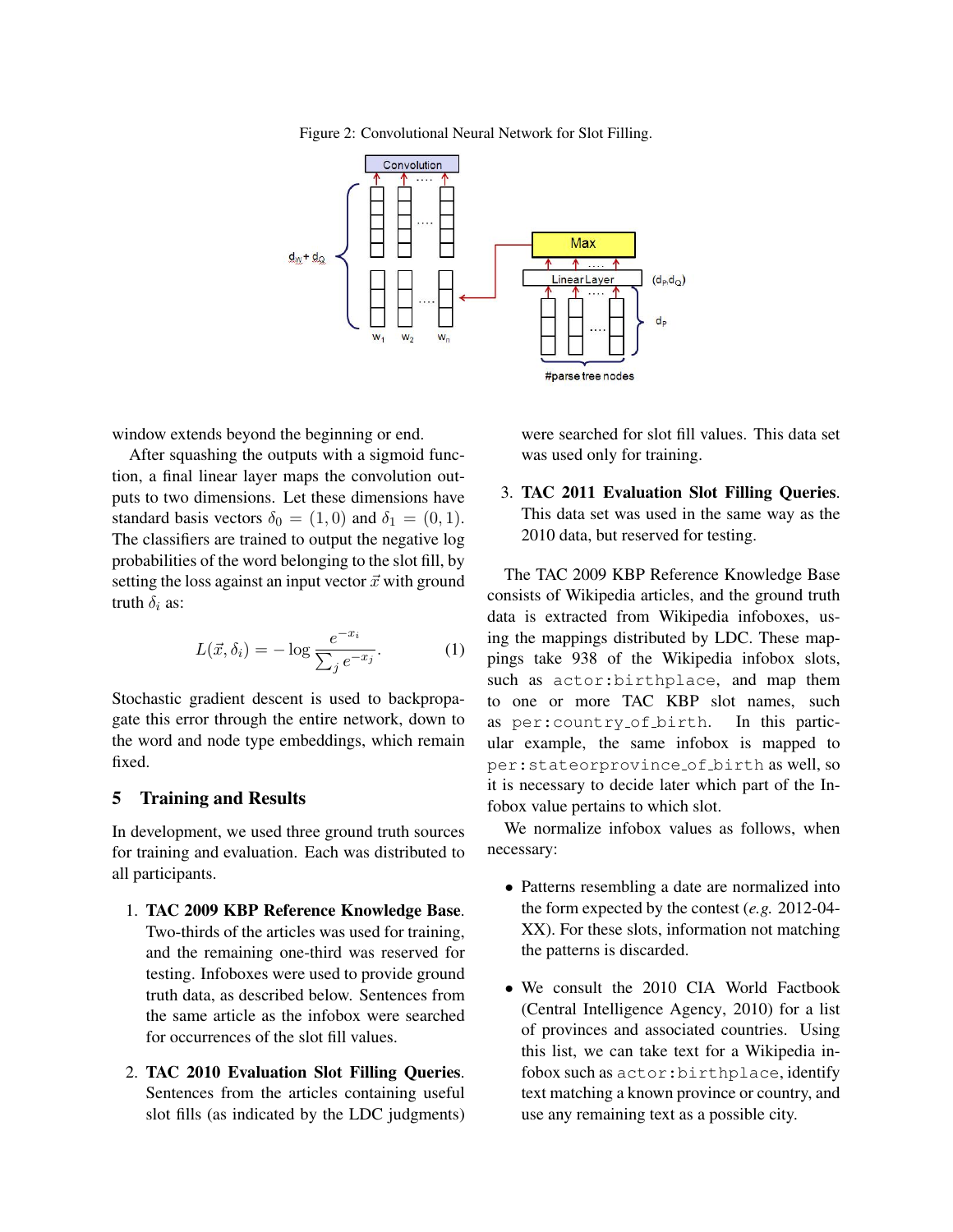Figure 2: Convolutional Neural Network for Slot Filling.

window extends beyond the beginning or end.

After squashing the outputs with a sigmoid function, a final linear layer maps the convolution outputs to two dimensions. Let these dimensions have standard basis vectors $\delta_0 = (1, 0)$ and $\delta_1 = (0, 1)$. The classifiers are trained to output the negative log probabilities of the word belonging to the slot fill, by setting the loss against an input vector $\vec{x}$ with ground truth $\delta_i$ as:

$$L(\vec{x}, \delta_i) = -\log \frac{e^{-x_i}}{\sum_j e^{-x_j}}. \tag{1}$$

Stochastic gradient descent is used to backpropagate this error through the entire network, down to the word and node type embeddings, which remain fixed.

## 5 Training and Results

In development, we used three ground truth sources for training and evaluation. Each was distributed to all participants.

1. **TAC 2009 KBP Reference Knowledge Base**. Two-thirds of the articles was used for training, and the remaining one-third was reserved for testing. Infoboxes were used to provide ground truth data, as described below. Sentences from the same article as the infobox were searched for occurrences of the slot fill values.

2. **TAC 2010 Evaluation Slot Filling Queries**. Sentences from the articles containing useful slot fills (as indicated by the LDC judgments) were searched for slot fill values. This data set was used only for training.

3. **TAC 2011 Evaluation Slot Filling Queries**. This data set was used in the same way as the 2010 data, but reserved for testing.

The TAC 2009 KBP Reference Knowledge Base consists of Wikipedia articles, and the ground truth data is extracted from Wikipedia infoboxes, using the mappings distributed by LDC. These mappings take 938 of the Wikipedia infobox slots, such as `actor:birthplace`, and map them to one or more TAC KBP slot names, such as `per:country_of_birth`. In this particular example, the same infobox is mapped to `per:stateorprovince_of_birth` as well, so it is necessary to decide later which part of the Infobox value pertains to which slot.

We normalize infobox values as follows, when necessary:

- Patterns resembling a date are normalized into the form expected by the contest (*e.g.* 2012-04-XX). For these slots, information not matching the patterns is discarded.

- We consult the 2010 CIA World Factbook (Central Intelligence Agency, 2010) for a list of provinces and associated countries. Using this list, we can take text for a Wikipedia infobox such as `actor:birthplace`, identify text matching a known province or country, and use any remaining text as a possible city.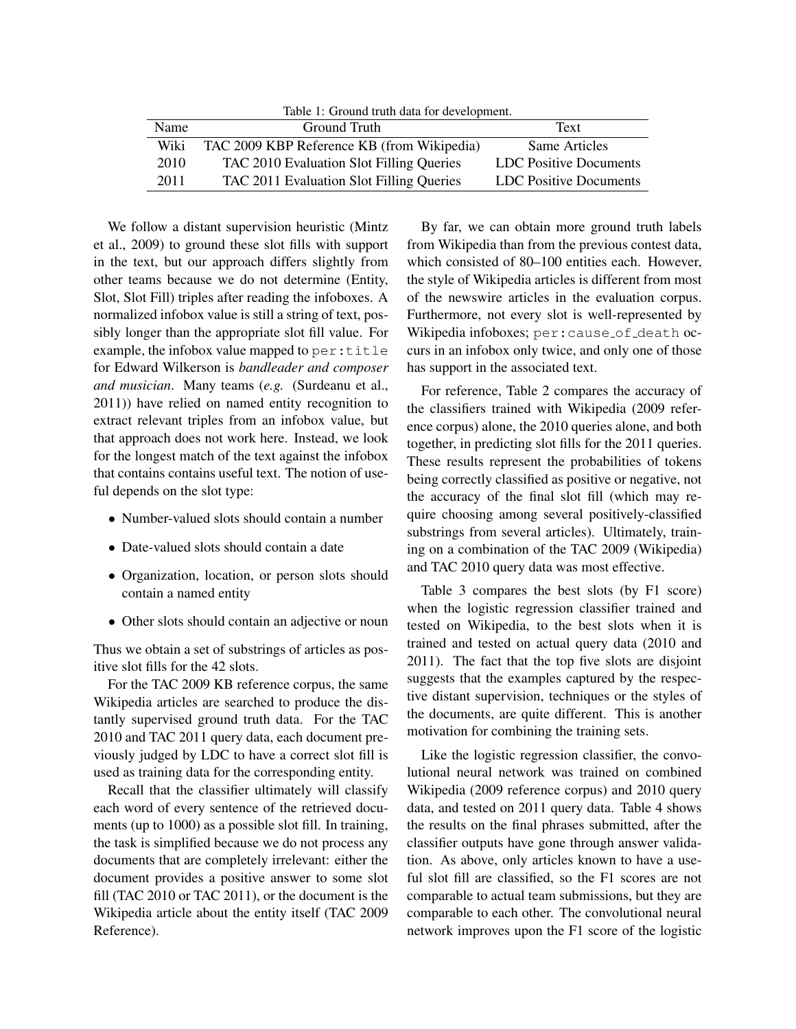Table 1: Ground truth data for development.

| Name | Ground Truth | Text |
|---|---|---|
| Wiki | TAC 2009 KBP Reference KB (from Wikipedia) | Same Articles |
| 2010 | TAC 2010 Evaluation Slot Filling Queries | LDC Positive Documents |
| 2011 | TAC 2011 Evaluation Slot Filling Queries | LDC Positive Documents |

We follow a distant supervision heuristic (Mintz et al., 2009) to ground these slot fills with support in the text, but our approach differs slightly from other teams because we do not determine (Entity, Slot, Slot Fill) triples after reading the infoboxes. A normalized infobox value is still a string of text, possibly longer than the appropriate slot fill value. For example, the infobox value mapped to `per:title` for Edward Wilkerson is *bandleader and composer and musician*. Many teams (*e.g.* (Surdeanu et al., 2011)) have relied on named entity recognition to extract relevant triples from an infobox value, but that approach does not work here. Instead, we look for the longest match of the text against the infobox that contains contains useful text. The notion of useful depends on the slot type:

- Number-valued slots should contain a number
- Date-valued slots should contain a date
- Organization, location, or person slots should contain a named entity
- Other slots should contain an adjective or noun

Thus we obtain a set of substrings of articles as positive slot fills for the 42 slots.

For the TAC 2009 KB reference corpus, the same Wikipedia articles are searched to produce the distantly supervised ground truth data. For the TAC 2010 and TAC 2011 query data, each document previously judged by LDC to have a correct slot fill is used as training data for the corresponding entity.

Recall that the classifier ultimately will classify each word of every sentence of the retrieved documents (up to 1000) as a possible slot fill. In training, the task is simplified because we do not process any documents that are completely irrelevant: either the document provides a positive answer to some slot fill (TAC 2010 or TAC 2011), or the document is the Wikipedia article about the entity itself (TAC 2009 Reference).

By far, we can obtain more ground truth labels from Wikipedia than from the previous contest data, which consisted of 80–100 entities each. However, the style of Wikipedia articles is different from most of the newswire articles in the evaluation corpus. Furthermore, not every slot is well-represented by Wikipedia infoboxes; `per:cause_of_death` occurs in an infobox only twice, and only one of those has support in the associated text.

For reference, Table 2 compares the accuracy of the classifiers trained with Wikipedia (2009 reference corpus) alone, the 2010 queries alone, and both together, in predicting slot fills for the 2011 queries. These results represent the probabilities of tokens being correctly classified as positive or negative, not the accuracy of the final slot fill (which may require choosing among several positively-classified substrings from several articles). Ultimately, training on a combination of the TAC 2009 (Wikipedia) and TAC 2010 query data was most effective.

Table 3 compares the best slots (by F1 score) when the logistic regression classifier trained and tested on Wikipedia, to the best slots when it is trained and tested on actual query data (2010 and 2011). The fact that the top five slots are disjoint suggests that the examples captured by the respective distant supervision, techniques or the styles of the documents, are quite different. This is another motivation for combining the training sets.

Like the logistic regression classifier, the convolutional neural network was trained on combined Wikipedia (2009 reference corpus) and 2010 query data, and tested on 2011 query data. Table 4 shows the results on the final phrases submitted, after the classifier outputs have gone through answer validation. As above, only articles known to have a useful slot fill are classified, so the F1 scores are not comparable to actual team submissions, but they are comparable to each other. The convolutional neural network improves upon the F1 score of the logistic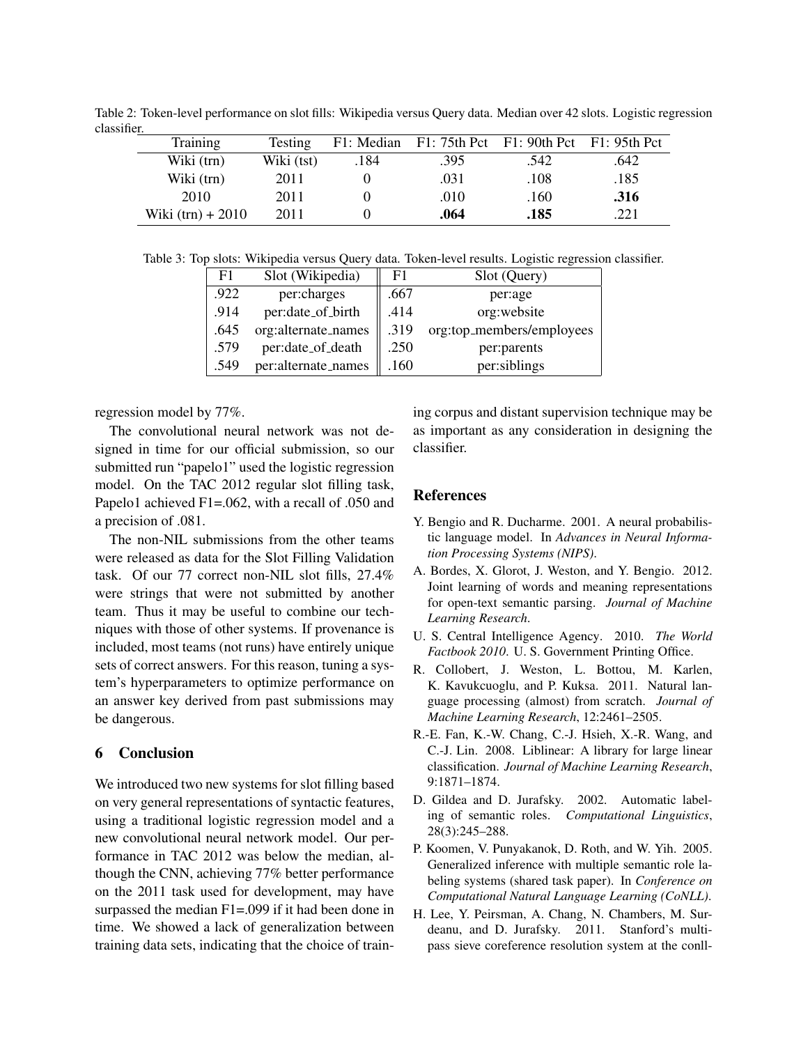Table 2: Token-level performance on slot fills: Wikipedia versus Query data. Median over 42 slots. Logistic regression classifier.

| Training | Testing | F1: Median | F1: 75th Pct | F1: 90th Pct | F1: 95th Pct |
|---|---|---|---|---|---|
| Wiki (trn) | Wiki (tst) | .184 | .395 | .542 | .642 |
| Wiki (trn) | 2011 | 0 | .031 | .108 | .185 |
| 2010 | 2011 | 0 | .010 | .160 | **.316** |
| Wiki (trn) + 2010 | 2011 | 0 | **.064** | **.185** | .221 |

Table 3: Top slots: Wikipedia versus Query data. Token-level results. Logistic regression classifier.

| F1 | Slot (Wikipedia) | F1 | Slot (Query) |
|---|---|---|---|
| .922 | per:charges | .667 | per:age |
| .914 | per:date_of_birth | .414 | org:website |
| .645 | org:alternate_names | .319 | org:top_members/employees |
| .579 | per:date_of_death | .250 | per:parents |
| .549 | per:alternate_names | .160 | per:siblings |

regression model by 77%.

The convolutional neural network was not designed in time for our official submission, so our submitted run "papelo1" used the logistic regression model. On the TAC 2012 regular slot filling task, Papelo1 achieved F1=.062, with a recall of .050 and a precision of .081.

The non-NIL submissions from the other teams were released as data for the Slot Filling Validation task. Of our 77 correct non-NIL slot fills, 27.4% were strings that were not submitted by another team. Thus it may be useful to combine our techniques with those of other systems. If provenance is included, most teams (not runs) have entirely unique sets of correct answers. For this reason, tuning a system's hyperparameters to optimize performance on an answer key derived from past submissions may be dangerous.

## 6 Conclusion

We introduced two new systems for slot filling based on very general representations of syntactic features, using a traditional logistic regression model and a new convolutional neural network model. Our performance in TAC 2012 was below the median, although the CNN, achieving 77% better performance on the 2011 task used for development, may have surpassed the median F1=.099 if it had been done in time. We showed a lack of generalization between training data sets, indicating that the choice of training corpus and distant supervision technique may be as important as any consideration in designing the classifier.

## References

Y. Bengio and R. Ducharme. 2001. A neural probabilistic language model. In *Advances in Neural Information Processing Systems (NIPS)*.

A. Bordes, X. Glorot, J. Weston, and Y. Bengio. 2012. Joint learning of words and meaning representations for open-text semantic parsing. *Journal of Machine Learning Research*.

U. S. Central Intelligence Agency. 2010. *The World Factbook 2010*. U. S. Government Printing Office.

R. Collobert, J. Weston, L. Bottou, M. Karlen, K. Kavukcuoglu, and P. Kuksa. 2011. Natural language processing (almost) from scratch. *Journal of Machine Learning Research*, 12:2461–2505.

R.-E. Fan, K.-W. Chang, C.-J. Hsieh, X.-R. Wang, and C.-J. Lin. 2008. Liblinear: A library for large linear classification. *Journal of Machine Learning Research*, 9:1871–1874.

D. Gildea and D. Jurafsky. 2002. Automatic labeling of semantic roles. *Computational Linguistics*, 28(3):245–288.

P. Koomen, V. Punyakanok, D. Roth, and W. Yih. 2005. Generalized inference with multiple semantic role labeling systems (shared task paper). In *Conference on Computational Natural Language Learning (CoNLL)*.

H. Lee, Y. Peirsman, A. Chang, N. Chambers, M. Surdeanu, and D. Jurafsky. 2011. Stanford's multi-pass sieve coreference resolution system at the conll-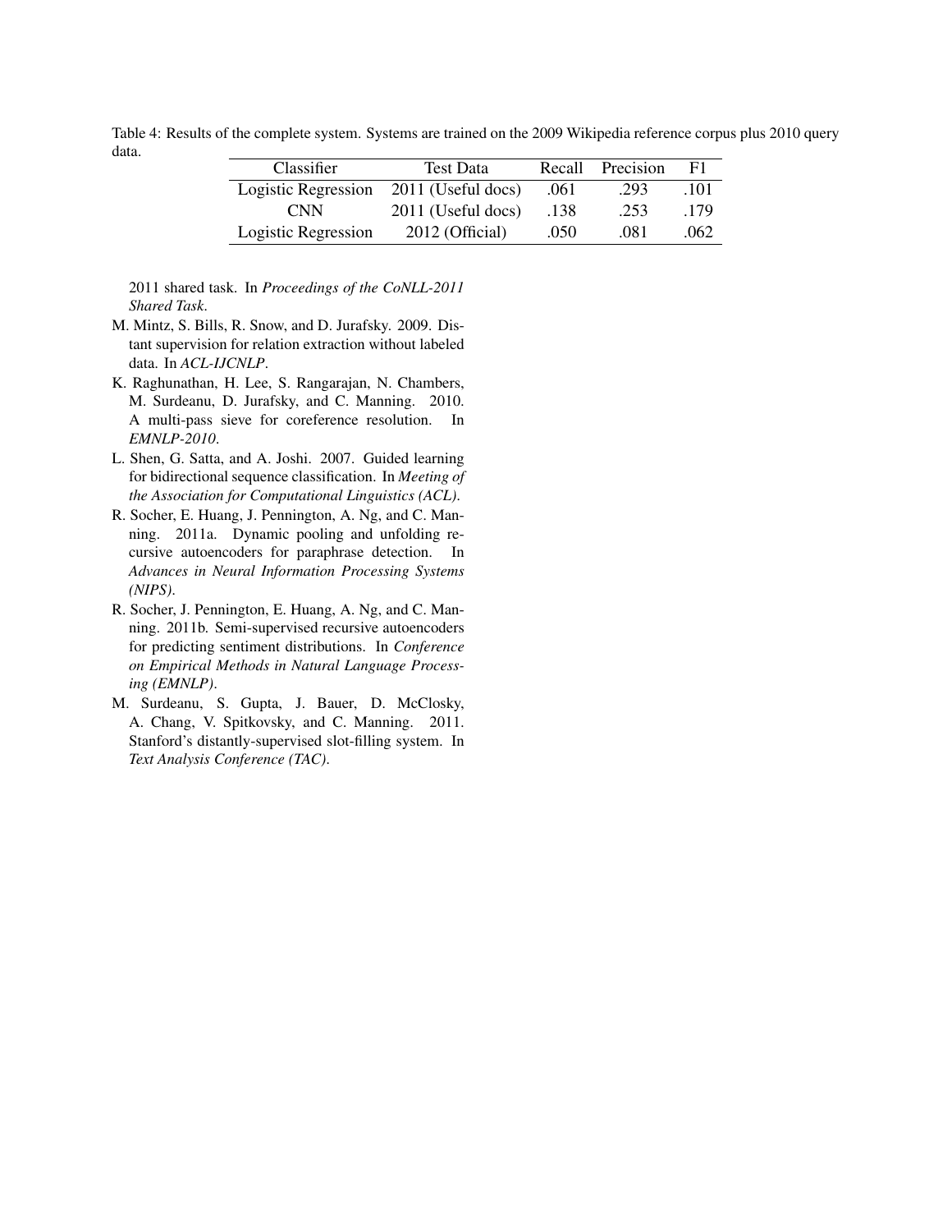Table 4: Results of the complete system. Systems are trained on the 2009 Wikipedia reference corpus plus 2010 query data.

| Classifier | Test Data | Recall | Precision | F1 |
|---|---|---|---|---|
| Logistic Regression | 2011 (Useful docs) | .061 | .293 | .101 |
| CNN | 2011 (Useful docs) | .138 | .253 | .179 |
| Logistic Regression | 2012 (Official) | .050 | .081 | .062 |

2011 shared task. In *Proceedings of the CoNLL-2011 Shared Task*.

M. Mintz, S. Bills, R. Snow, and D. Jurafsky. 2009. Distant supervision for relation extraction without labeled data. In *ACL-IJCNLP*.

K. Raghunathan, H. Lee, S. Rangarajan, N. Chambers, M. Surdeanu, D. Jurafsky, and C. Manning. 2010. A multi-pass sieve for coreference resolution. In *EMNLP-2010*.

L. Shen, G. Satta, and A. Joshi. 2007. Guided learning for bidirectional sequence classification. In *Meeting of the Association for Computational Linguistics (ACL)*.

R. Socher, E. Huang, J. Pennington, A. Ng, and C. Manning. 2011a. Dynamic pooling and unfolding recursive autoencoders for paraphrase detection. In *Advances in Neural Information Processing Systems (NIPS)*.

R. Socher, J. Pennington, E. Huang, A. Ng, and C. Manning. 2011b. Semi-supervised recursive autoencoders for predicting sentiment distributions. In *Conference on Empirical Methods in Natural Language Processing (EMNLP)*.

M. Surdeanu, S. Gupta, J. Bauer, D. McClosky, A. Chang, V. Spitkovsky, and C. Manning. 2011. Stanford's distantly-supervised slot-filling system. In *Text Analysis Conference (TAC)*.